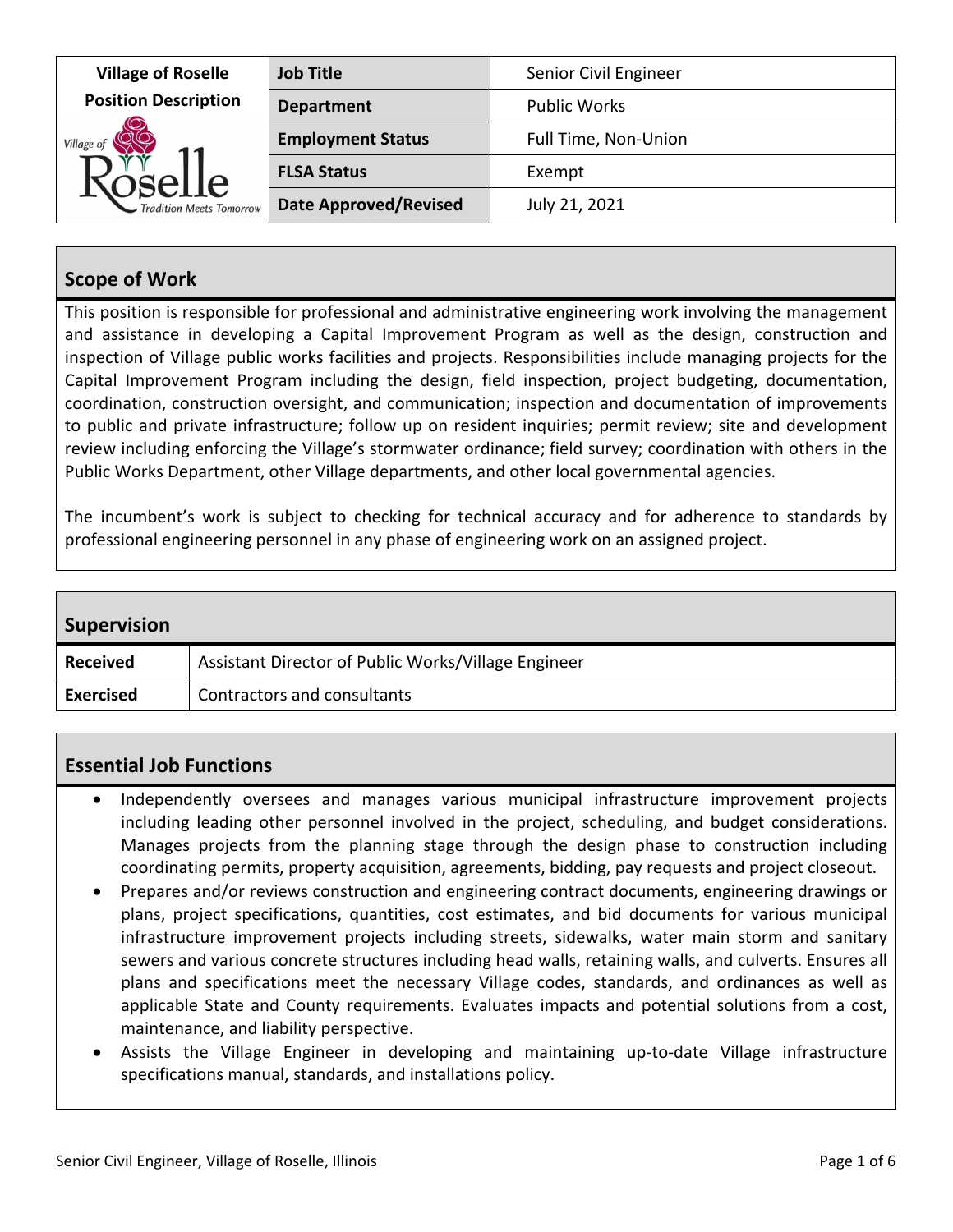| Village of Roselle Position Description | Job Title | Senior Civil Engineer |
|---|---|---|
| | Department | Public Works |
| | Employment Status | Full Time, Non-Union |
| | FLSA Status | Exempt |
| | Date Approved/Revised | July 21, 2021 |

## Scope of Work

This position is responsible for professional and administrative engineering work involving the management and assistance in developing a Capital Improvement Program as well as the design, construction and inspection of Village public works facilities and projects. Responsibilities include managing projects for the Capital Improvement Program including the design, field inspection, project budgeting, documentation, coordination, construction oversight, and communication; inspection and documentation of improvements to public and private infrastructure; follow up on resident inquiries; permit review; site and development review including enforcing the Village's stormwater ordinance; field survey; coordination with others in the Public Works Department, other Village departments, and other local governmental agencies.

The incumbent's work is subject to checking for technical accuracy and for adherence to standards by professional engineering personnel in any phase of engineering work on an assigned project.

## Supervision

| | |
|---|---|
| **Received** | Assistant Director of Public Works/Village Engineer |
| **Exercised** | Contractors and consultants |

## Essential Job Functions

- Independently oversees and manages various municipal infrastructure improvement projects including leading other personnel involved in the project, scheduling, and budget considerations. Manages projects from the planning stage through the design phase to construction including coordinating permits, property acquisition, agreements, bidding, pay requests and project closeout.
- Prepares and/or reviews construction and engineering contract documents, engineering drawings or plans, project specifications, quantities, cost estimates, and bid documents for various municipal infrastructure improvement projects including streets, sidewalks, water main storm and sanitary sewers and various concrete structures including head walls, retaining walls, and culverts. Ensures all plans and specifications meet the necessary Village codes, standards, and ordinances as well as applicable State and County requirements. Evaluates impacts and potential solutions from a cost, maintenance, and liability perspective.
- Assists the Village Engineer in developing and maintaining up-to-date Village infrastructure specifications manual, standards, and installations policy.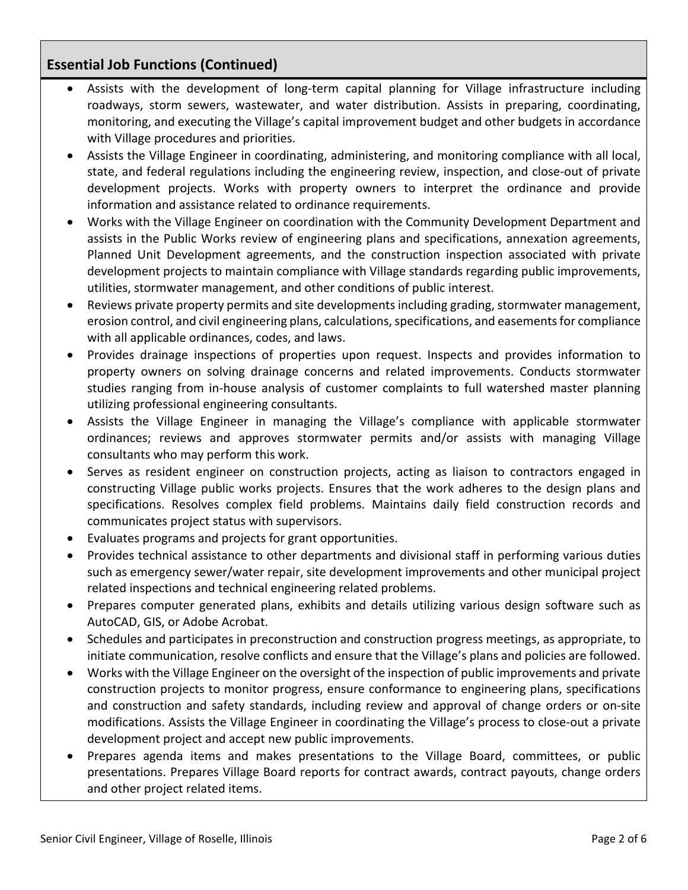## Essential Job Functions (Continued)

- Assists with the development of long-term capital planning for Village infrastructure including roadways, storm sewers, wastewater, and water distribution. Assists in preparing, coordinating, monitoring, and executing the Village's capital improvement budget and other budgets in accordance with Village procedures and priorities.
- Assists the Village Engineer in coordinating, administering, and monitoring compliance with all local, state, and federal regulations including the engineering review, inspection, and close-out of private development projects. Works with property owners to interpret the ordinance and provide information and assistance related to ordinance requirements.
- Works with the Village Engineer on coordination with the Community Development Department and assists in the Public Works review of engineering plans and specifications, annexation agreements, Planned Unit Development agreements, and the construction inspection associated with private development projects to maintain compliance with Village standards regarding public improvements, utilities, stormwater management, and other conditions of public interest.
- Reviews private property permits and site developments including grading, stormwater management, erosion control, and civil engineering plans, calculations, specifications, and easements for compliance with all applicable ordinances, codes, and laws.
- Provides drainage inspections of properties upon request. Inspects and provides information to property owners on solving drainage concerns and related improvements. Conducts stormwater studies ranging from in-house analysis of customer complaints to full watershed master planning utilizing professional engineering consultants.
- Assists the Village Engineer in managing the Village's compliance with applicable stormwater ordinances; reviews and approves stormwater permits and/or assists with managing Village consultants who may perform this work.
- Serves as resident engineer on construction projects, acting as liaison to contractors engaged in constructing Village public works projects. Ensures that the work adheres to the design plans and specifications. Resolves complex field problems. Maintains daily field construction records and communicates project status with supervisors.
- Evaluates programs and projects for grant opportunities.
- Provides technical assistance to other departments and divisional staff in performing various duties such as emergency sewer/water repair, site development improvements and other municipal project related inspections and technical engineering related problems.
- Prepares computer generated plans, exhibits and details utilizing various design software such as AutoCAD, GIS, or Adobe Acrobat.
- Schedules and participates in preconstruction and construction progress meetings, as appropriate, to initiate communication, resolve conflicts and ensure that the Village's plans and policies are followed.
- Works with the Village Engineer on the oversight of the inspection of public improvements and private construction projects to monitor progress, ensure conformance to engineering plans, specifications and construction and safety standards, including review and approval of change orders or on-site modifications. Assists the Village Engineer in coordinating the Village's process to close-out a private development project and accept new public improvements.
- Prepares agenda items and makes presentations to the Village Board, committees, or public presentations. Prepares Village Board reports for contract awards, contract payouts, change orders and other project related items.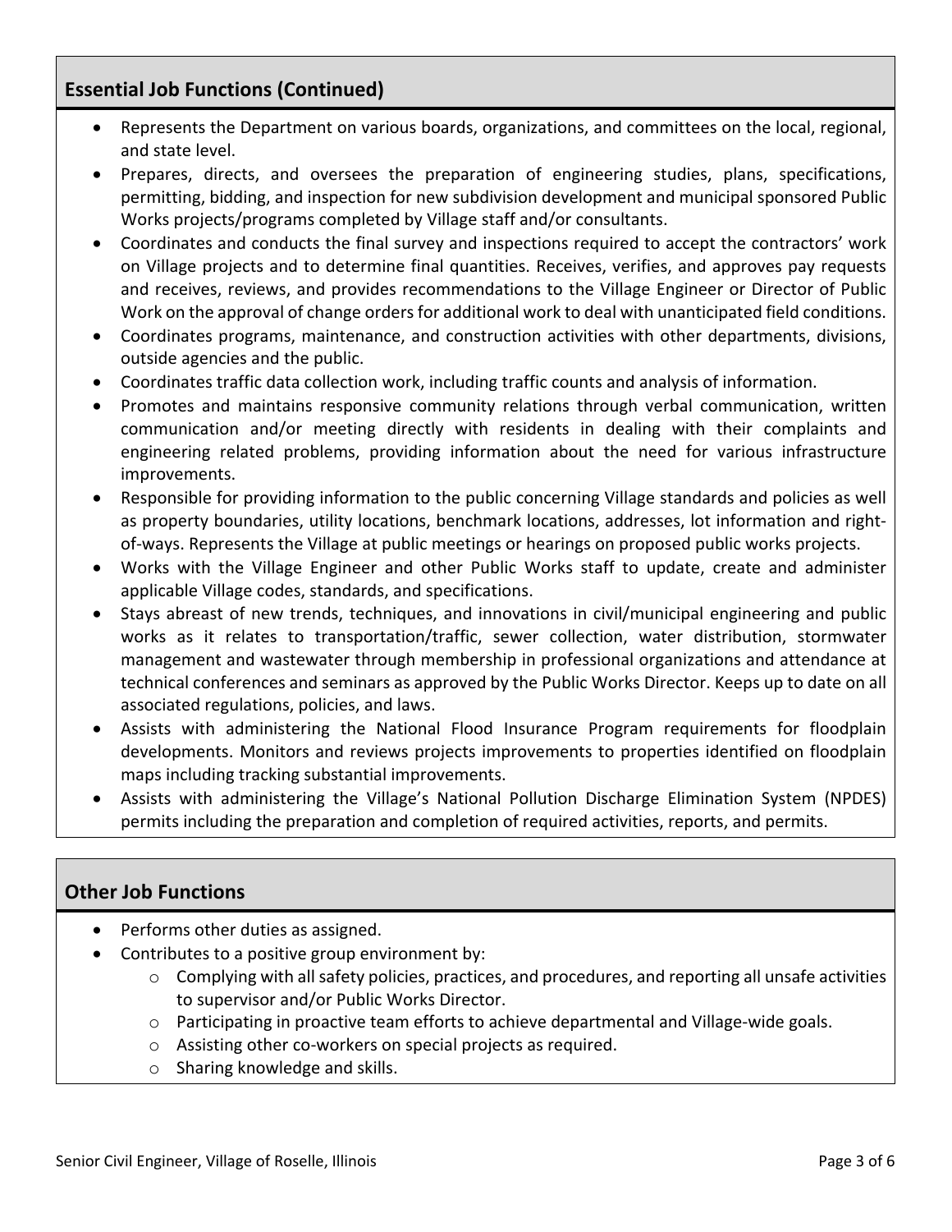## Essential Job Functions (Continued)

- Represents the Department on various boards, organizations, and committees on the local, regional, and state level.
- Prepares, directs, and oversees the preparation of engineering studies, plans, specifications, permitting, bidding, and inspection for new subdivision development and municipal sponsored Public Works projects/programs completed by Village staff and/or consultants.
- Coordinates and conducts the final survey and inspections required to accept the contractors' work on Village projects and to determine final quantities. Receives, verifies, and approves pay requests and receives, reviews, and provides recommendations to the Village Engineer or Director of Public Work on the approval of change orders for additional work to deal with unanticipated field conditions.
- Coordinates programs, maintenance, and construction activities with other departments, divisions, outside agencies and the public.
- Coordinates traffic data collection work, including traffic counts and analysis of information.
- Promotes and maintains responsive community relations through verbal communication, written communication and/or meeting directly with residents in dealing with their complaints and engineering related problems, providing information about the need for various infrastructure improvements.
- Responsible for providing information to the public concerning Village standards and policies as well as property boundaries, utility locations, benchmark locations, addresses, lot information and right-of-ways. Represents the Village at public meetings or hearings on proposed public works projects.
- Works with the Village Engineer and other Public Works staff to update, create and administer applicable Village codes, standards, and specifications.
- Stays abreast of new trends, techniques, and innovations in civil/municipal engineering and public works as it relates to transportation/traffic, sewer collection, water distribution, stormwater management and wastewater through membership in professional organizations and attendance at technical conferences and seminars as approved by the Public Works Director. Keeps up to date on all associated regulations, policies, and laws.
- Assists with administering the National Flood Insurance Program requirements for floodplain developments. Monitors and reviews projects improvements to properties identified on floodplain maps including tracking substantial improvements.
- Assists with administering the Village's National Pollution Discharge Elimination System (NPDES) permits including the preparation and completion of required activities, reports, and permits.

## Other Job Functions

- Performs other duties as assigned.
- Contributes to a positive group environment by:
  - Complying with all safety policies, practices, and procedures, and reporting all unsafe activities to supervisor and/or Public Works Director.
  - Participating in proactive team efforts to achieve departmental and Village-wide goals.
  - Assisting other co-workers on special projects as required.
  - Sharing knowledge and skills.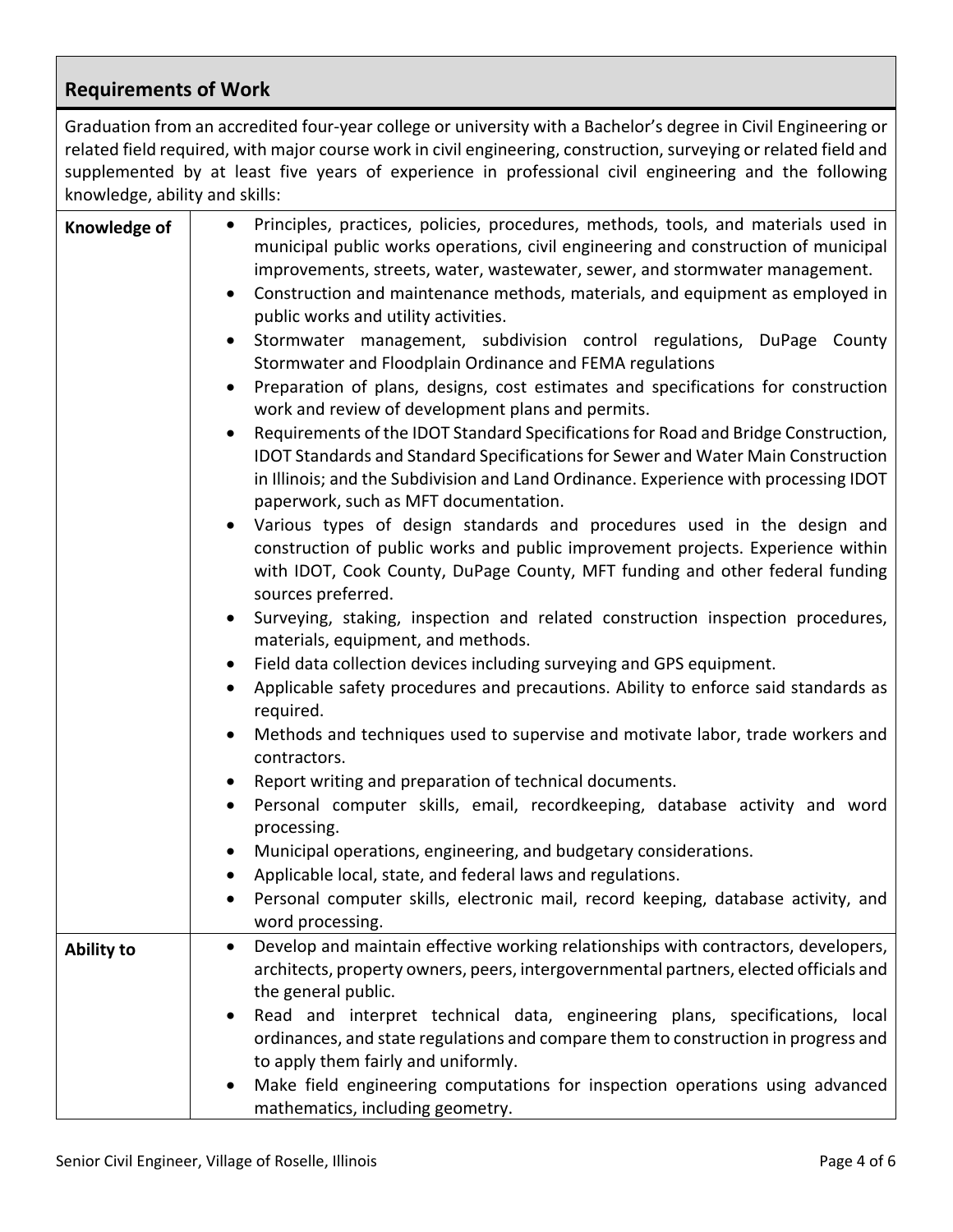## Requirements of Work

Graduation from an accredited four-year college or university with a Bachelor's degree in Civil Engineering or related field required, with major course work in civil engineering, construction, surveying or related field and supplemented by at least five years of experience in professional civil engineering and the following knowledge, ability and skills:

| | |
|---|---|
| **Knowledge of** | • Principles, practices, policies, procedures, methods, tools, and materials used in municipal public works operations, civil engineering and construction of municipal improvements, streets, water, wastewater, sewer, and stormwater management.<br>• Construction and maintenance methods, materials, and equipment as employed in public works and utility activities.<br>• Stormwater management, subdivision control regulations, DuPage County Stormwater and Floodplain Ordinance and FEMA regulations<br>• Preparation of plans, designs, cost estimates and specifications for construction work and review of development plans and permits.<br>• Requirements of the IDOT Standard Specifications for Road and Bridge Construction, IDOT Standards and Standard Specifications for Sewer and Water Main Construction in Illinois; and the Subdivision and Land Ordinance. Experience with processing IDOT paperwork, such as MFT documentation.<br>• Various types of design standards and procedures used in the design and construction of public works and public improvement projects. Experience within with IDOT, Cook County, DuPage County, MFT funding and other federal funding sources preferred.<br>• Surveying, staking, inspection and related construction inspection procedures, materials, equipment, and methods.<br>• Field data collection devices including surveying and GPS equipment.<br>• Applicable safety procedures and precautions. Ability to enforce said standards as required.<br>• Methods and techniques used to supervise and motivate labor, trade workers and contractors.<br>• Report writing and preparation of technical documents.<br>• Personal computer skills, email, recordkeeping, database activity and word processing.<br>• Municipal operations, engineering, and budgetary considerations.<br>• Applicable local, state, and federal laws and regulations.<br>• Personal computer skills, electronic mail, record keeping, database activity, and word processing. |
| **Ability to** | • Develop and maintain effective working relationships with contractors, developers, architects, property owners, peers, intergovernmental partners, elected officials and the general public.<br>• Read and interpret technical data, engineering plans, specifications, local ordinances, and state regulations and compare them to construction in progress and to apply them fairly and uniformly.<br>• Make field engineering computations for inspection operations using advanced mathematics, including geometry. |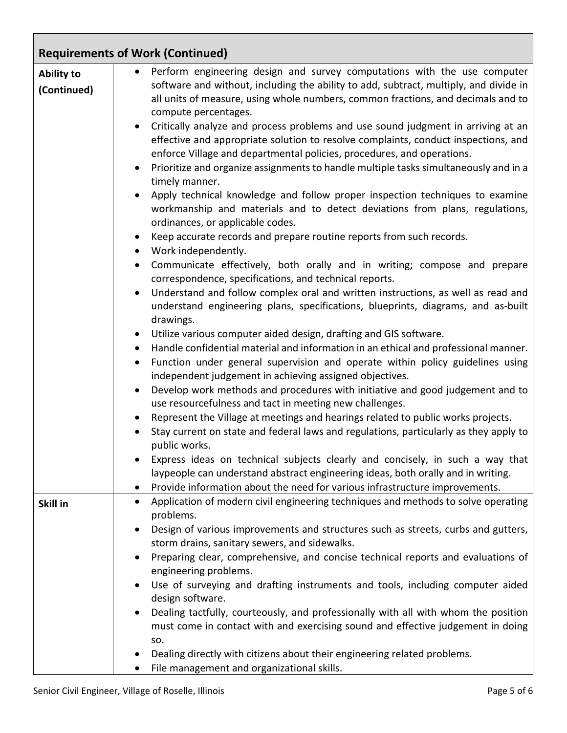| Requirements of Work (Continued) | |
|---|---|
| **Ability to (Continued)** | • Perform engineering design and survey computations with the use computer software and without, including the ability to add, subtract, multiply, and divide in all units of measure, using whole numbers, common fractions, and decimals and to compute percentages.<br>• Critically analyze and process problems and use sound judgment in arriving at an effective and appropriate solution to resolve complaints, conduct inspections, and enforce Village and departmental policies, procedures, and operations.<br>• Prioritize and organize assignments to handle multiple tasks simultaneously and in a timely manner.<br>• Apply technical knowledge and follow proper inspection techniques to examine workmanship and materials and to detect deviations from plans, regulations, ordinances, or applicable codes.<br>• Keep accurate records and prepare routine reports from such records.<br>• Work independently.<br>• Communicate effectively, both orally and in writing; compose and prepare correspondence, specifications, and technical reports.<br>• Understand and follow complex oral and written instructions, as well as read and understand engineering plans, specifications, blueprints, diagrams, and as-built drawings.<br>• Utilize various computer aided design, drafting and GIS software.<br>• Handle confidential material and information in an ethical and professional manner.<br>• Function under general supervision and operate within policy guidelines using independent judgement in achieving assigned objectives.<br>• Develop work methods and procedures with initiative and good judgement and to use resourcefulness and tact in meeting new challenges.<br>• Represent the Village at meetings and hearings related to public works projects.<br>• Stay current on state and federal laws and regulations, particularly as they apply to public works.<br>• Express ideas on technical subjects clearly and concisely, in such a way that laypeople can understand abstract engineering ideas, both orally and in writing.<br>• Provide information about the need for various infrastructure improvements. |
| **Skill in** | • Application of modern civil engineering techniques and methods to solve operating problems.<br>• Design of various improvements and structures such as streets, curbs and gutters, storm drains, sanitary sewers, and sidewalks.<br>• Preparing clear, comprehensive, and concise technical reports and evaluations of engineering problems.<br>• Use of surveying and drafting instruments and tools, including computer aided design software.<br>• Dealing tactfully, courteously, and professionally with all with whom the position must come in contact with and exercising sound and effective judgement in doing so.<br>• Dealing directly with citizens about their engineering related problems.<br>• File management and organizational skills. |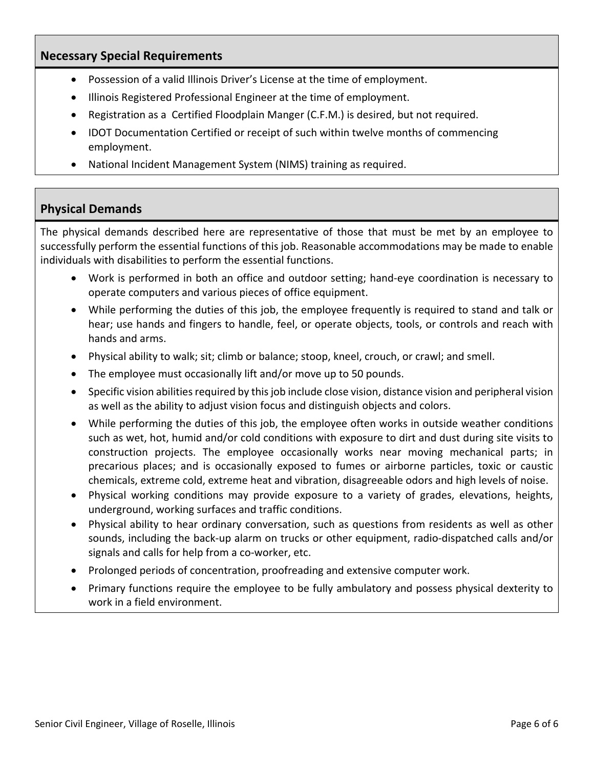## Necessary Special Requirements

- Possession of a valid Illinois Driver's License at the time of employment.
- Illinois Registered Professional Engineer at the time of employment.
- Registration as a Certified Floodplain Manger (C.F.M.) is desired, but not required.
- IDOT Documentation Certified or receipt of such within twelve months of commencing employment.
- National Incident Management System (NIMS) training as required.

## Physical Demands

The physical demands described here are representative of those that must be met by an employee to successfully perform the essential functions of this job. Reasonable accommodations may be made to enable individuals with disabilities to perform the essential functions.

- Work is performed in both an office and outdoor setting; hand-eye coordination is necessary to operate computers and various pieces of office equipment.
- While performing the duties of this job, the employee frequently is required to stand and talk or hear; use hands and fingers to handle, feel, or operate objects, tools, or controls and reach with hands and arms.
- Physical ability to walk; sit; climb or balance; stoop, kneel, crouch, or crawl; and smell.
- The employee must occasionally lift and/or move up to 50 pounds.
- Specific vision abilities required by this job include close vision, distance vision and peripheral vision as well as the ability to adjust vision focus and distinguish objects and colors.
- While performing the duties of this job, the employee often works in outside weather conditions such as wet, hot, humid and/or cold conditions with exposure to dirt and dust during site visits to construction projects. The employee occasionally works near moving mechanical parts; in precarious places; and is occasionally exposed to fumes or airborne particles, toxic or caustic chemicals, extreme cold, extreme heat and vibration, disagreeable odors and high levels of noise.
- Physical working conditions may provide exposure to a variety of grades, elevations, heights, underground, working surfaces and traffic conditions.
- Physical ability to hear ordinary conversation, such as questions from residents as well as other sounds, including the back-up alarm on trucks or other equipment, radio-dispatched calls and/or signals and calls for help from a co-worker, etc.
- Prolonged periods of concentration, proofreading and extensive computer work.
- Primary functions require the employee to be fully ambulatory and possess physical dexterity to work in a field environment.